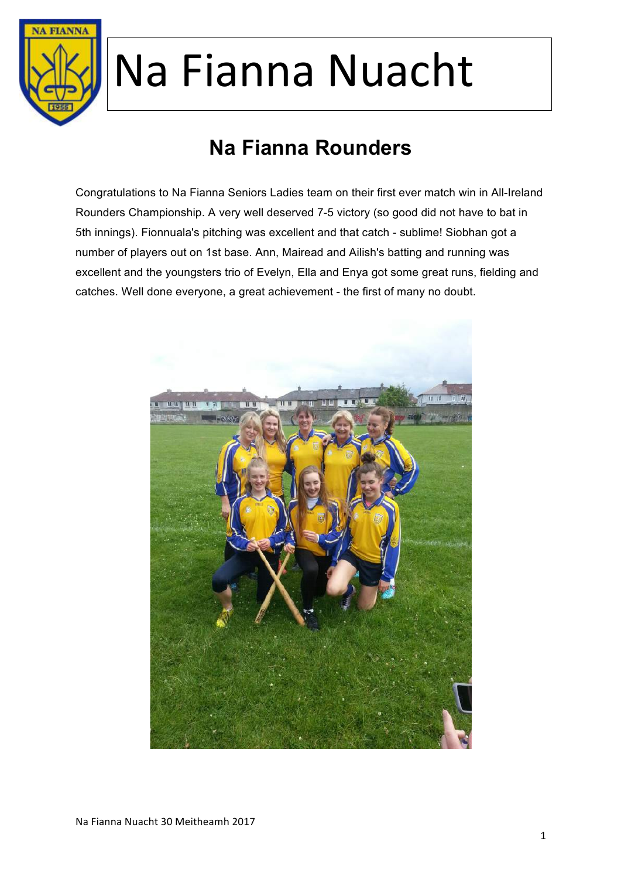# Na Fianna Nuacht

## Na Fianna Rounders

Congratulations to Na Fianna Seniors Ladies team on their first ever match win in All-Ireland Rounders Championship. A very well deserved 7-5 victory (so good did not have to bat in 5th innings). Fionnuala's pitching was excellent and that catch - sublime! Siobhan got a number of players out on 1st base. Ann, Mairead and Ailish's batting and running was excellent and the youngsters trio of Evelyn, Ella and Enya got some great runs, fielding and catches. Well done everyone, a great achievement - the first of many no doubt.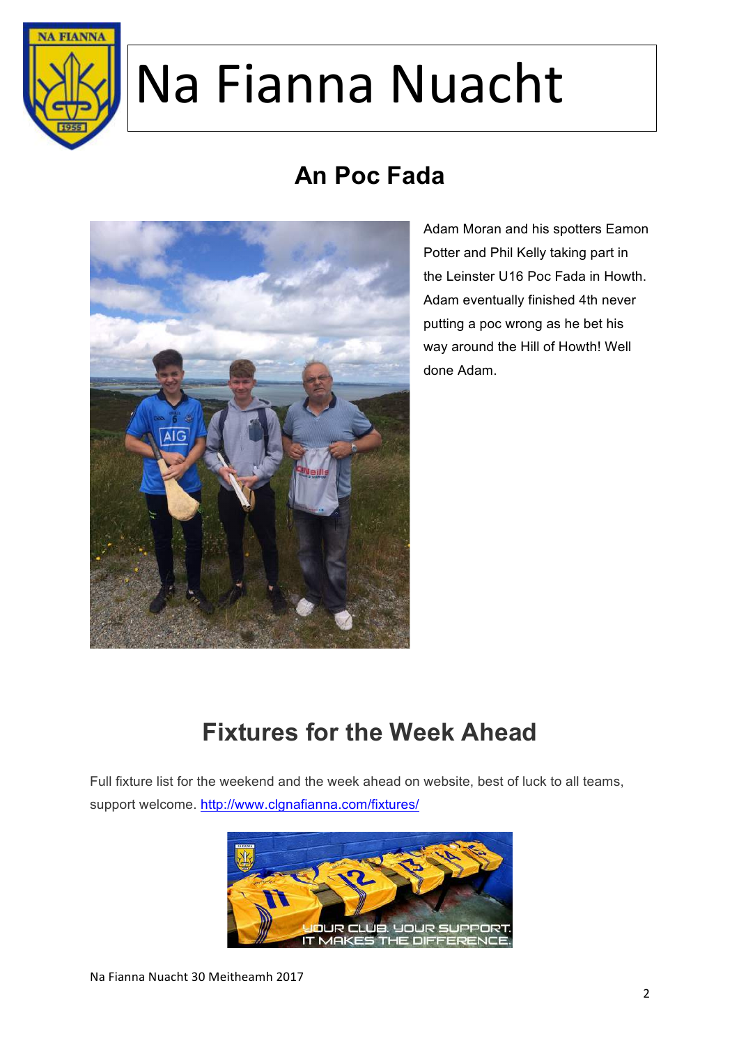# Na Fianna Nuacht

## An Poc Fada

Adam Moran and his spotters Eamon Potter and Phil Kelly taking part in the Leinster U16 Poc Fada in Howth. Adam eventually finished 4th never putting a poc wrong as he bet his way around the Hill of Howth! Well done Adam.

## Fixtures for the Week Ahead

Full fixture list for the weekend and the week ahead on website, best of luck to all teams, support welcome. http://www.clgnafianna.com/fixtures/

Na Fianna Nuacht 30 Meitheamh 2017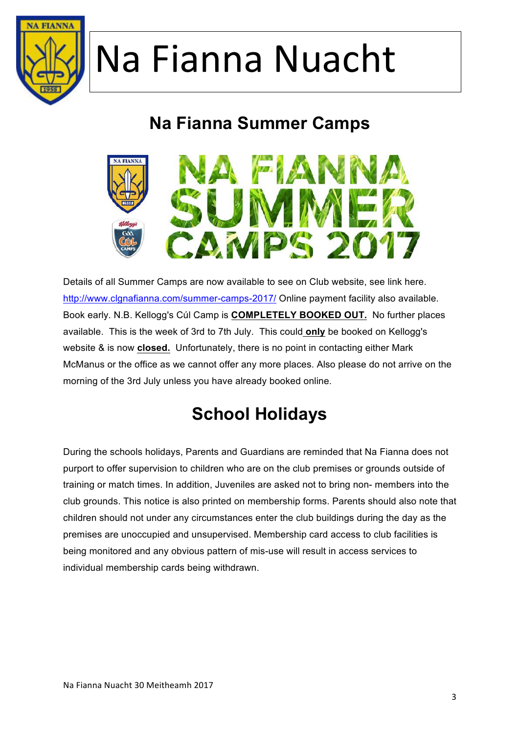# Na Fianna Nuacht

## Na Fianna Summer Camps

Details of all Summer Camps are now available to see on Club website, see link here. http://www.clgnafianna.com/summer-camps-2017/ Online payment facility also available. Book early. N.B. Kellogg's Cúl Camp is **COMPLETELY BOOKED OUT.** No further places available. This is the week of 3rd to 7th July. This could **only** be booked on Kellogg's website & is now **closed.** Unfortunately, there is no point in contacting either Mark McManus or the office as we cannot offer any more places. Also please do not arrive on the morning of the 3rd July unless you have already booked online.

## School Holidays

During the schools holidays, Parents and Guardians are reminded that Na Fianna does not purport to offer supervision to children who are on the club premises or grounds outside of training or match times. In addition, Juveniles are asked not to bring non- members into the club grounds. This notice is also printed on membership forms. Parents should also note that children should not under any circumstances enter the club buildings during the day as the premises are unoccupied and unsupervised. Membership card access to club facilities is being monitored and any obvious pattern of mis-use will result in access services to individual membership cards being withdrawn.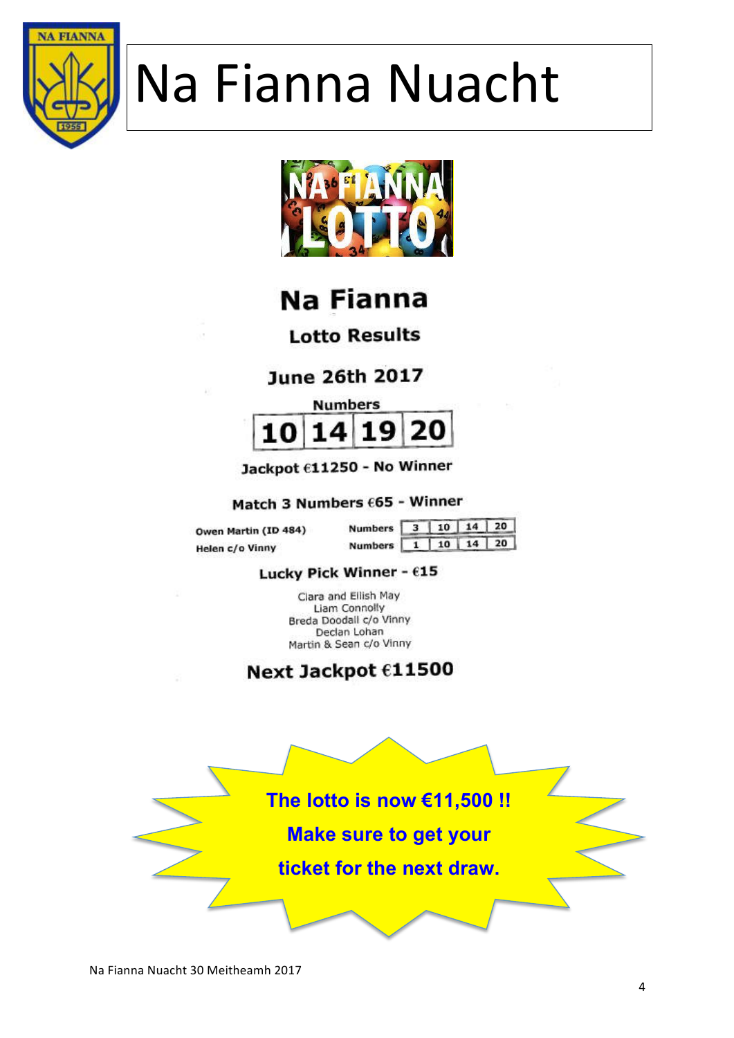# Na Fianna Nuacht

NA FIANNA LOTTO

## Na Fianna

### Lotto Results

### June 26th 2017

Numbers

| 10 | 14 | 19 | 20 |
|---|---|---|---|

**Jackpot €11250 - No Winner**

**Match 3 Numbers €65 - Winner**

| Name | | Numbers | | | |
|---|---|---|---|---|---|
| Owen Martin (ID 484) | Numbers | 3 | 10 | 14 | 20 |
| Helen c/o Vinny | Numbers | 1 | 10 | 14 | 20 |

**Lucky Pick Winner - €15**

Clara and Eilish May
Liam Connolly
Breda Doodall c/o Vinny
Declan Lohan
Martin & Sean c/o Vinny

**Next Jackpot €11500**

**The lotto is now €11,500 !!**
**Make sure to get your ticket for the next draw.**

Na Fianna Nuacht 30 Meitheamh 2017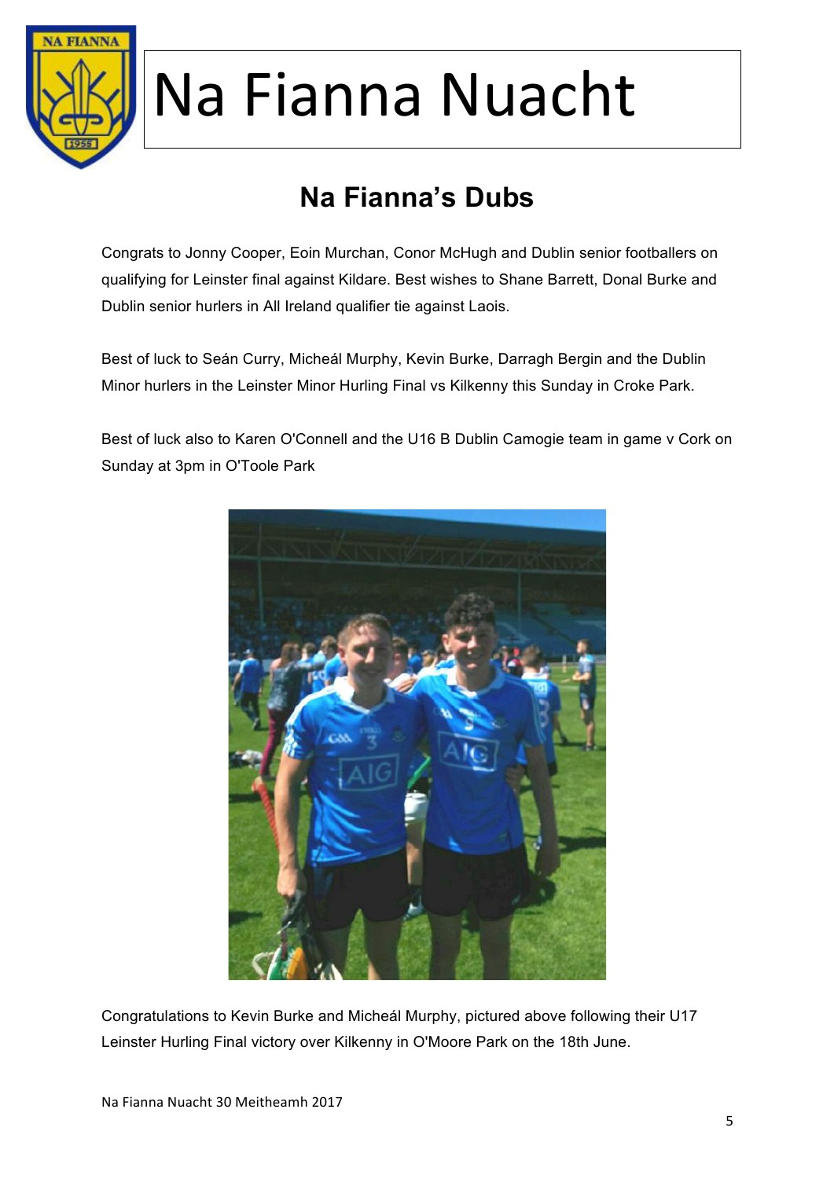# Na Fianna Nuacht

## Na Fianna's Dubs

Congrats to Jonny Cooper, Eoin Murchan, Conor McHugh and Dublin senior footballers on qualifying for Leinster final against Kildare. Best wishes to Shane Barrett, Donal Burke and Dublin senior hurlers in All Ireland qualifier tie against Laois.

Best of luck to Seán Curry, Micheál Murphy, Kevin Burke, Darragh Bergin and the Dublin Minor hurlers in the Leinster Minor Hurling Final vs Kilkenny this Sunday in Croke Park.

Best of luck also to Karen O'Connell and the U16 B Dublin Camogie team in game v Cork on Sunday at 3pm in O'Toole Park

Congratulations to Kevin Burke and Micheál Murphy, pictured above following their U17 Leinster Hurling Final victory over Kilkenny in O'Moore Park on the 18th June.

Na Fianna Nuacht 30 Meitheamh 2017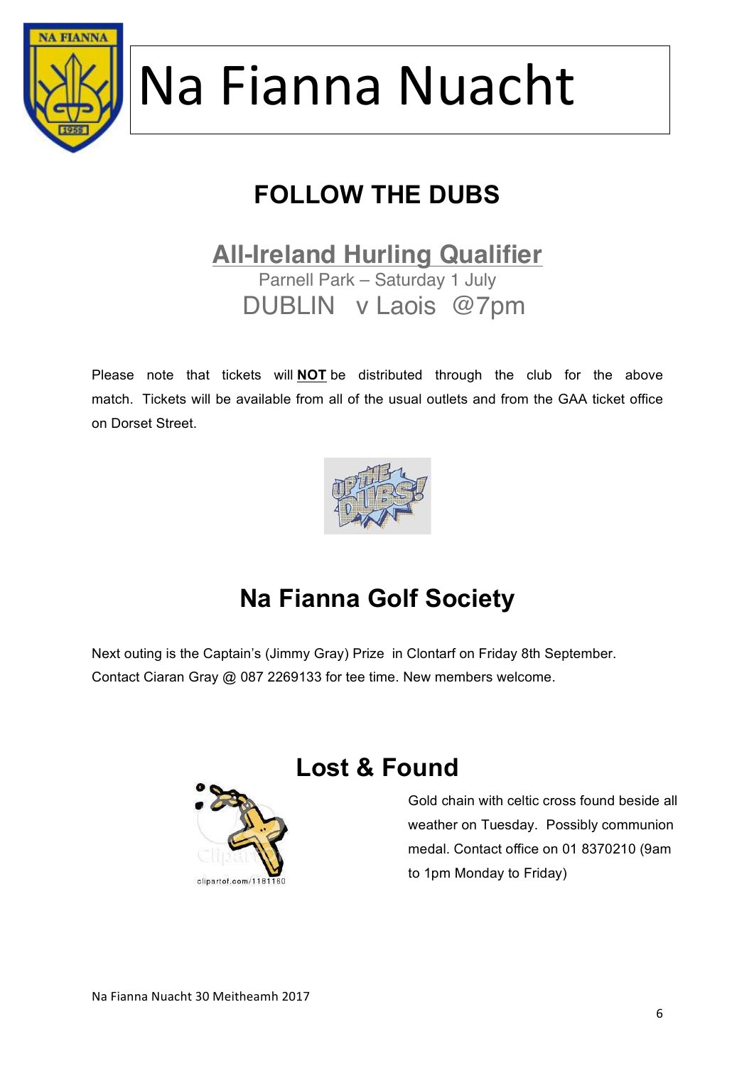# Na Fianna Nuacht

## FOLLOW THE DUBS

### All-Ireland Hurling Qualifier

Parnell Park – Saturday 1 July

DUBLIN v Laois @7pm

Please note that tickets will **NOT** be distributed through the club for the above match. Tickets will be available from all of the usual outlets and from the GAA ticket office on Dorset Street.

## Na Fianna Golf Society

Next outing is the Captain's (Jimmy Gray) Prize in Clontarf on Friday 8th September. Contact Ciaran Gray @ 087 2269133 for tee time. New members welcome.

## Lost & Found

Gold chain with celtic cross found beside all weather on Tuesday. Possibly communion medal. Contact office on 01 8370210 (9am to 1pm Monday to Friday)

Na Fianna Nuacht 30 Meitheamh 2017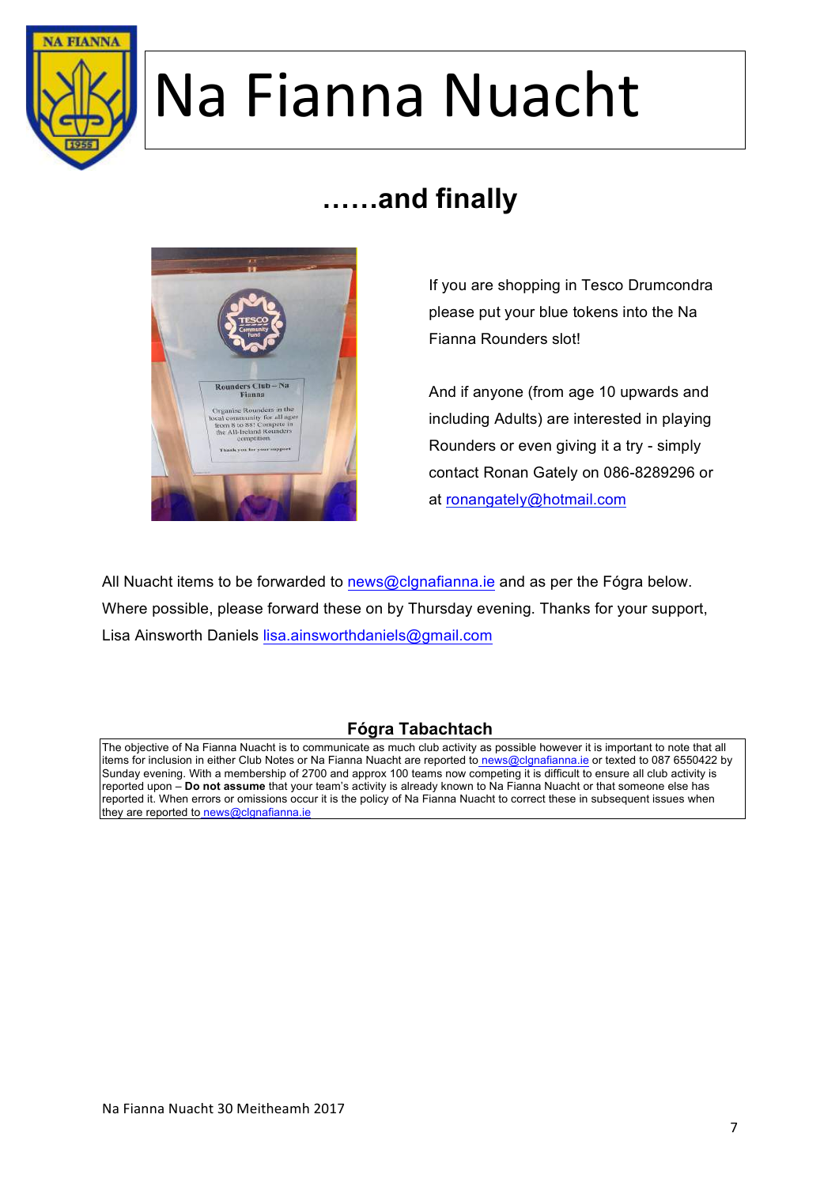# Na Fianna Nuacht

## ……and finally

If you are shopping in Tesco Drumcondra please put your blue tokens into the Na Fianna Rounders slot!

And if anyone (from age 10 upwards and including Adults) are interested in playing Rounders or even giving it a try - simply contact Ronan Gately on 086-8289296 or at ronangately@hotmail.com

All Nuacht items to be forwarded to news@clgnafianna.ie and as per the Fógra below. Where possible, please forward these on by Thursday evening. Thanks for your support, Lisa Ainsworth Daniels lisa.ainsworthdaniels@gmail.com

### Fógra Tabachtach

The objective of Na Fianna Nuacht is to communicate as much club activity as possible however it is important to note that all items for inclusion in either Club Notes or Na Fianna Nuacht are reported to news@clgnafianna.ie or texted to 087 6550422 by Sunday evening. With a membership of 2700 and approx 100 teams now competing it is difficult to ensure all club activity is reported upon – **Do not assume** that your team's activity is already known to Na Fianna Nuacht or that someone else has reported it. When errors or omissions occur it is the policy of Na Fianna Nuacht to correct these in subsequent issues when they are reported to news@clgnafianna.ie

Na Fianna Nuacht 30 Meitheamh 2017